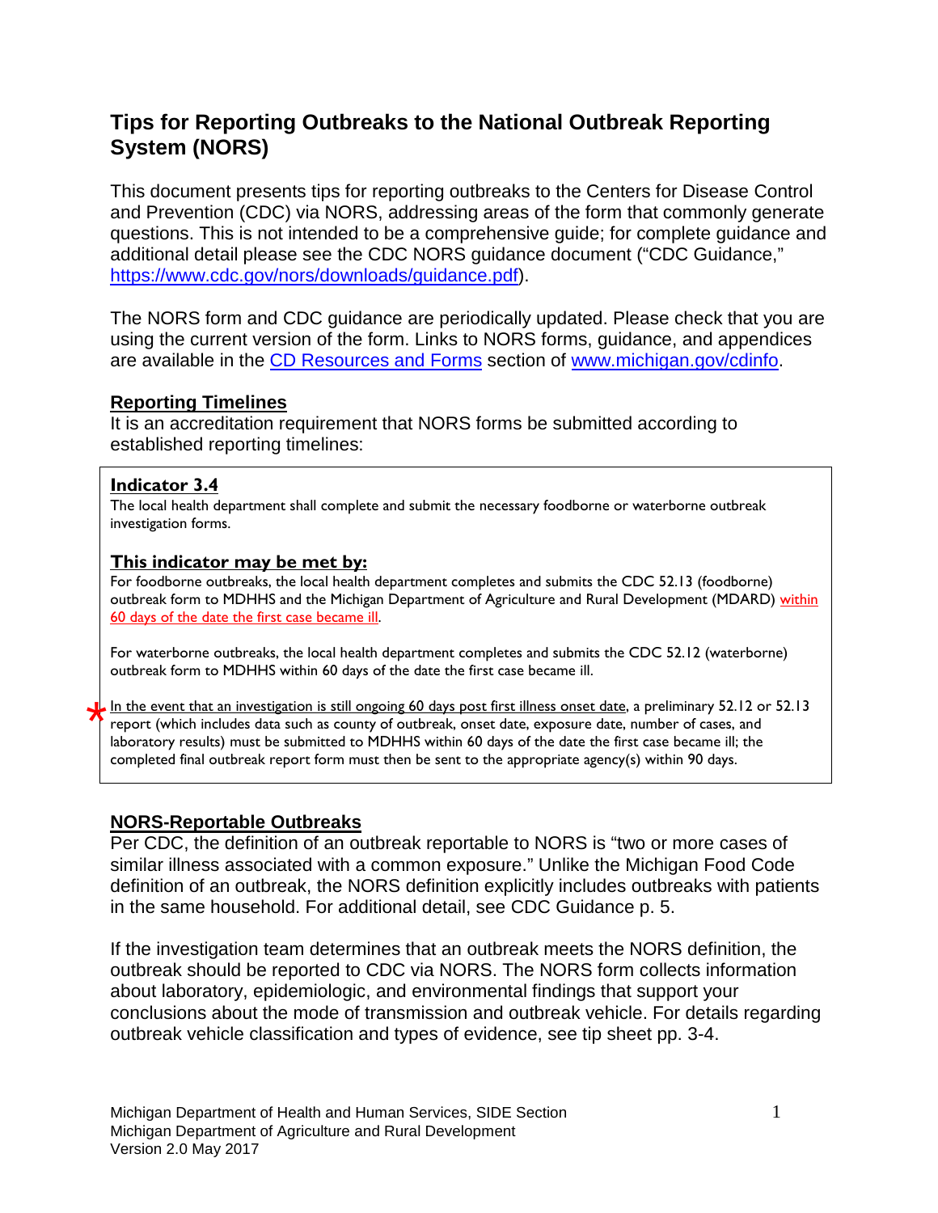# Tips for Reporting Outbreaks to the National Outbreak Reporting System (NORS)

This document presents tips for reporting outbreaks to the Centers for Disease Control and Prevention (CDC) via NORS, addressing areas of the form that commonly generate questions. This is not intended to be a comprehensive guide; for complete guidance and additional detail please see the CDC NORS guidance document ("CDC Guidance," https://www.cdc.gov/nors/downloads/guidance.pdf).

The NORS form and CDC guidance are periodically updated. Please check that you are using the current version of the form. Links to NORS forms, guidance, and appendices are available in the CD Resources and Forms section of www.michigan.gov/cdinfo.

## Reporting Timelines

It is an accreditation requirement that NORS forms be submitted according to established reporting timelines:

> **Indicator 3.4**
>
> The local health department shall complete and submit the necessary foodborne or waterborne outbreak investigation forms.
>
> **This indicator may be met by:**
>
> For foodborne outbreaks, the local health department completes and submits the CDC 52.13 (foodborne) outbreak form to MDHHS and the Michigan Department of Agriculture and Rural Development (MDARD) within 60 days of the date the first case became ill.
>
> For waterborne outbreaks, the local health department completes and submits the CDC 52.12 (waterborne) outbreak form to MDHHS within 60 days of the date the first case became ill.
>
> * In the event that an investigation is still ongoing 60 days post first illness onset date, a preliminary 52.12 or 52.13 report (which includes data such as county of outbreak, onset date, exposure date, number of cases, and laboratory results) must be submitted to MDHHS within 60 days of the date the first case became ill; the completed final outbreak report form must then be sent to the appropriate agency(s) within 90 days.

## NORS-Reportable Outbreaks

Per CDC, the definition of an outbreak reportable to NORS is "two or more cases of similar illness associated with a common exposure." Unlike the Michigan Food Code definition of an outbreak, the NORS definition explicitly includes outbreaks with patients in the same household. For additional detail, see CDC Guidance p. 5.

If the investigation team determines that an outbreak meets the NORS definition, the outbreak should be reported to CDC via NORS. The NORS form collects information about laboratory, epidemiologic, and environmental findings that support your conclusions about the mode of transmission and outbreak vehicle. For details regarding outbreak vehicle classification and types of evidence, see tip sheet pp. 3-4.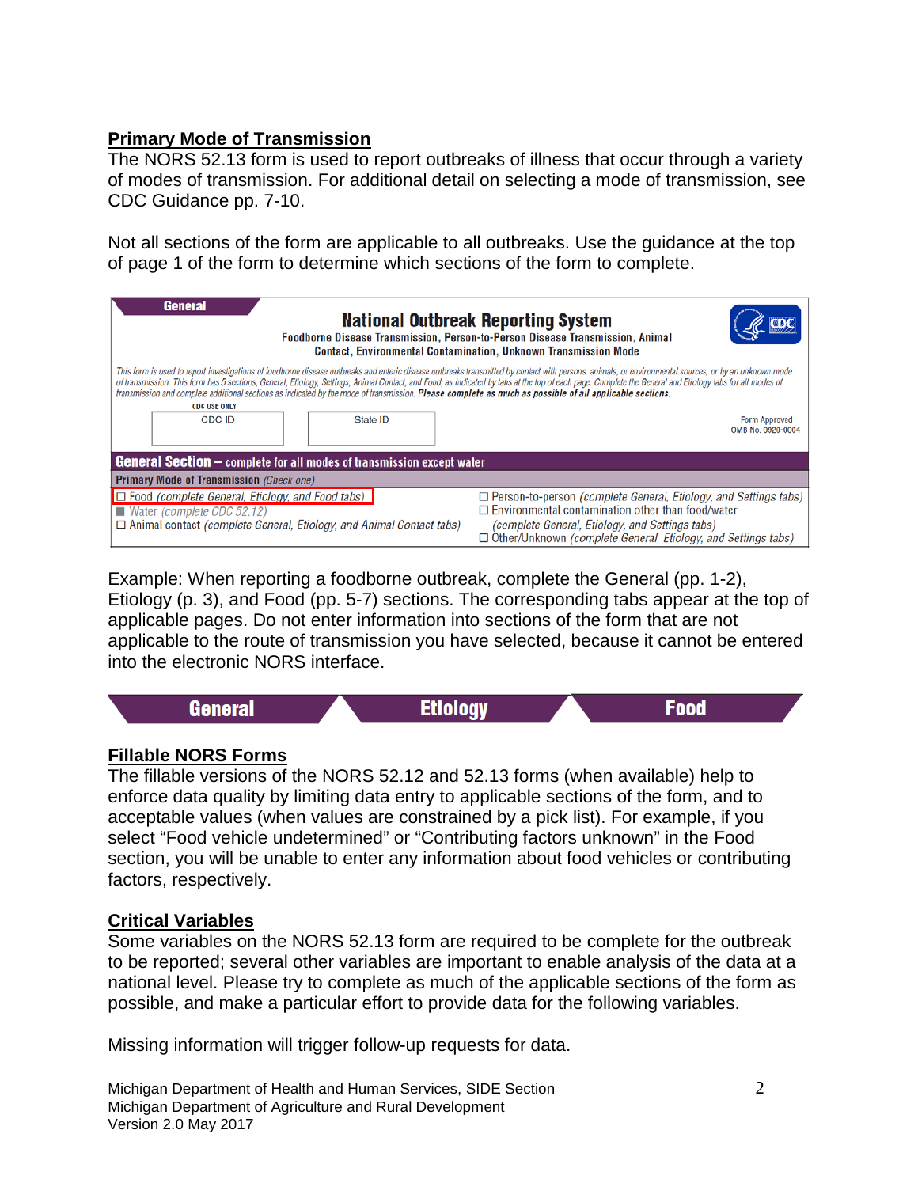## Primary Mode of Transmission

The NORS 52.13 form is used to report outbreaks of illness that occur through a variety of modes of transmission. For additional detail on selecting a mode of transmission, see CDC Guidance pp. 7-10.

Not all sections of the form are applicable to all outbreaks. Use the guidance at the top of page 1 of the form to determine which sections of the form to complete.

**General**

**National Outbreak Reporting System**

Foodborne Disease Transmission, Person-to-Person Disease Transmission, Animal Contact, Environmental Contamination, Unknown Transmission Mode

*This form is used to report investigations of foodborne disease outbreaks and enteric disease outbreaks transmitted by contact with persons, animals, or environmental sources, or by an unknown mode of transmission. This form has 5 sections, General, Etiology, Settings, Animal Contact, and Food, as indicated by tabs at the top of each page. Complete the General and Etiology tabs for all modes of transmission and complete additional sections as indicated by the mode of transmission.* ***Please complete as much as possible of all applicable sections.***

CDC USE ONLY

| CDC ID | State ID | Form Approved OMB No. 0920-0004 |
|---|---|---|

**General Section – complete for all modes of transmission except water**

**Primary Mode of Transmission** *(Check one)*

- ☐ Food *(complete General, Etiology, and Food tabs)*
- ■ Water *(complete CDC 52.12)*
- ☐ Animal contact *(complete General, Etiology, and Animal Contact tabs)*
- ☐ Person-to-person *(complete General, Etiology, and Settings tabs)*
- ☐ Environmental contamination other than food/water *(complete General, Etiology, and Settings tabs)*
- ☐ Other/Unknown *(complete General, Etiology, and Settings tabs)*

Example: When reporting a foodborne outbreak, complete the General (pp. 1-2), Etiology (p. 3), and Food (pp. 5-7) sections. The corresponding tabs appear at the top of applicable pages. Do not enter information into sections of the form that are not applicable to the route of transmission you have selected, because it cannot be entered into the electronic NORS interface.

**General** | **Etiology** | **Food**

## Fillable NORS Forms

The fillable versions of the NORS 52.12 and 52.13 forms (when available) help to enforce data quality by limiting data entry to applicable sections of the form, and to acceptable values (when values are constrained by a pick list). For example, if you select "Food vehicle undetermined" or "Contributing factors unknown" in the Food section, you will be unable to enter any information about food vehicles or contributing factors, respectively.

## Critical Variables

Some variables on the NORS 52.13 form are required to be complete for the outbreak to be reported; several other variables are important to enable analysis of the data at a national level. Please try to complete as much of the applicable sections of the form as possible, and make a particular effort to provide data for the following variables.

Missing information will trigger follow-up requests for data.

Michigan Department of Health and Human Services, SIDE Section
Michigan Department of Agriculture and Rural Development
Version 2.0 May 2017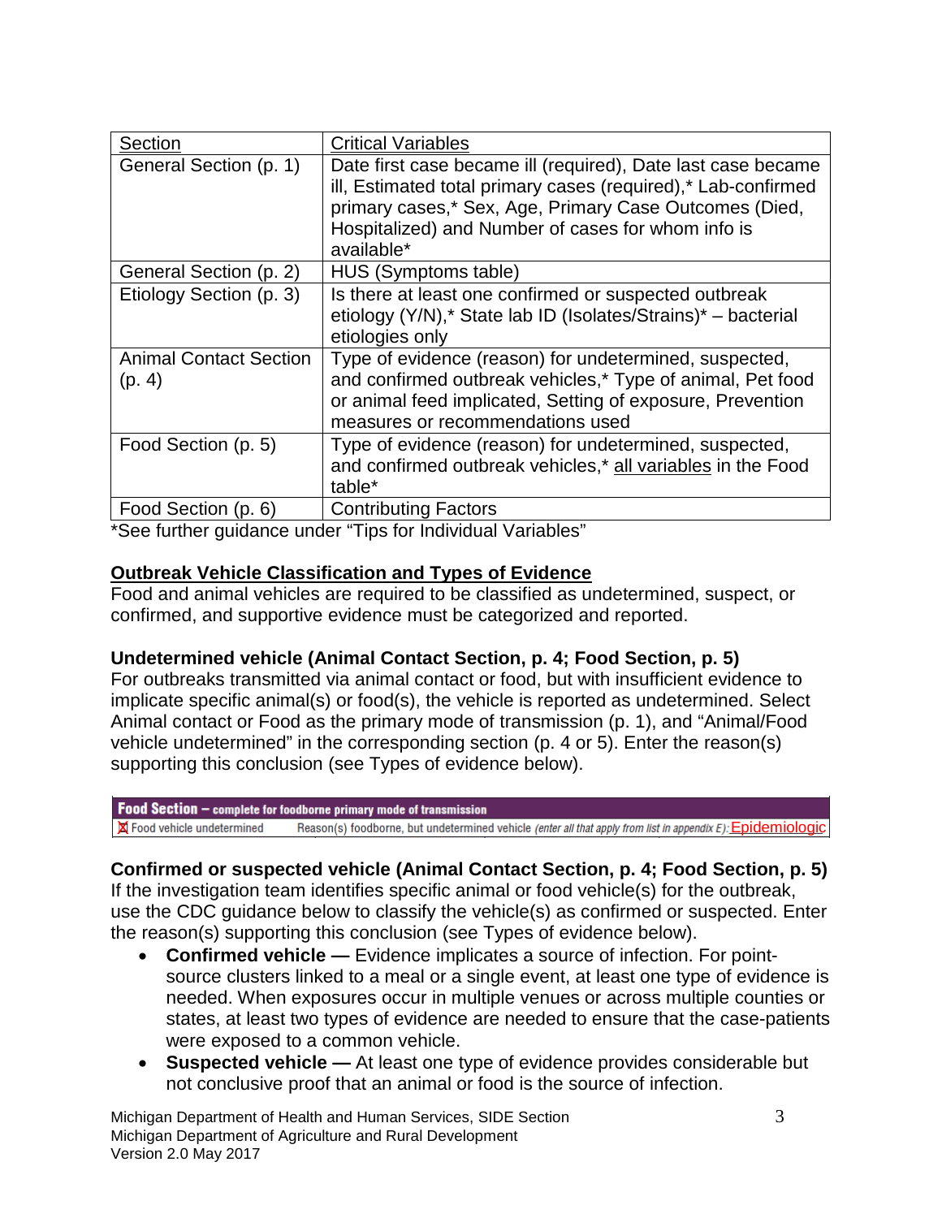| Section | Critical Variables |
|---|---|
| General Section (p. 1) | Date first case became ill (required), Date last case became ill, Estimated total primary cases (required),* Lab-confirmed primary cases,* Sex, Age, Primary Case Outcomes (Died, Hospitalized) and Number of cases for whom info is available* |
| General Section (p. 2) | HUS (Symptoms table) |
| Etiology Section (p. 3) | Is there at least one confirmed or suspected outbreak etiology (Y/N),* State lab ID (Isolates/Strains)* – bacterial etiologies only |
| Animal Contact Section (p. 4) | Type of evidence (reason) for undetermined, suspected, and confirmed outbreak vehicles,* Type of animal, Pet food or animal feed implicated, Setting of exposure, Prevention measures or recommendations used |
| Food Section (p. 5) | Type of evidence (reason) for undetermined, suspected, and confirmed outbreak vehicles,* all variables in the Food table* |
| Food Section (p. 6) | Contributing Factors |

*See further guidance under "Tips for Individual Variables"

## Outbreak Vehicle Classification and Types of Evidence

Food and animal vehicles are required to be classified as undetermined, suspect, or confirmed, and supportive evidence must be categorized and reported.

### Undetermined vehicle (Animal Contact Section, p. 4; Food Section, p. 5)

For outbreaks transmitted via animal contact or food, but with insufficient evidence to implicate specific animal(s) or food(s), the vehicle is reported as undetermined. Select Animal contact or Food as the primary mode of transmission (p. 1), and "Animal/Food vehicle undetermined" in the corresponding section (p. 4 or 5). Enter the reason(s) supporting this conclusion (see Types of evidence below).

| **Food Section – complete for foodborne primary mode of transmission** | |
|---|---|
| ☒ Food vehicle undetermined | Reason(s) foodborne, but undetermined vehicle *(enter all that apply from list in appendix E)*: Epidemiologic |

### Confirmed or suspected vehicle (Animal Contact Section, p. 4; Food Section, p. 5)

If the investigation team identifies specific animal or food vehicle(s) for the outbreak, use the CDC guidance below to classify the vehicle(s) as confirmed or suspected. Enter the reason(s) supporting this conclusion (see Types of evidence below).

- **Confirmed vehicle —** Evidence implicates a source of infection. For point-source clusters linked to a meal or a single event, at least one type of evidence is needed. When exposures occur in multiple venues or across multiple counties or states, at least two types of evidence are needed to ensure that the case-patients were exposed to a common vehicle.
- **Suspected vehicle —** At least one type of evidence provides considerable but not conclusive proof that an animal or food is the source of infection.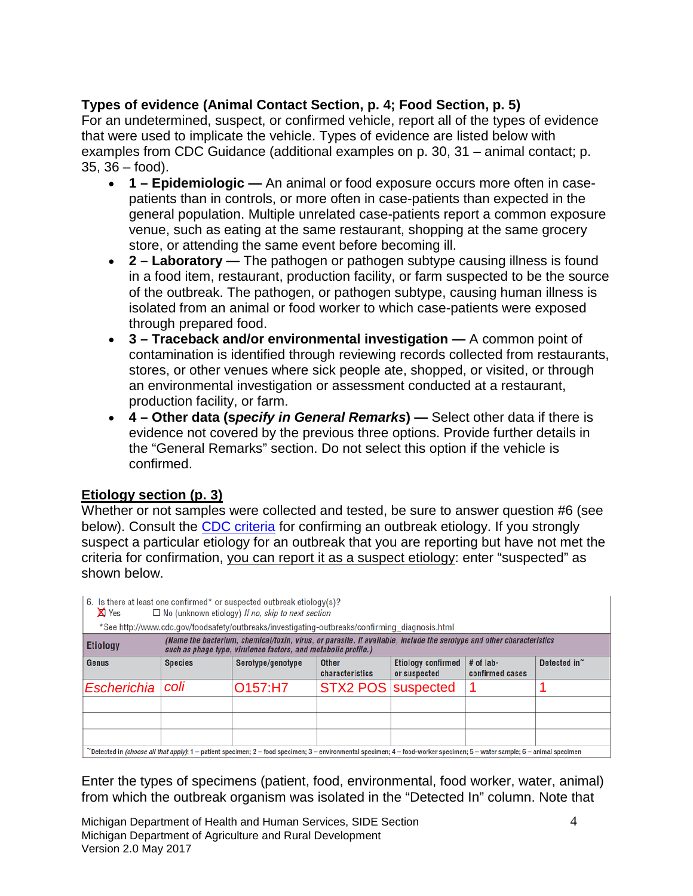**Types of evidence (Animal Contact Section, p. 4; Food Section, p. 5)**
For an undetermined, suspect, or confirmed vehicle, report all of the types of evidence that were used to implicate the vehicle. Types of evidence are listed below with examples from CDC Guidance (additional examples on p. 30, 31 – animal contact; p. 35, 36 – food).

- **1 – Epidemiologic —** An animal or food exposure occurs more often in case-patients than in controls, or more often in case-patients than expected in the general population. Multiple unrelated case-patients report a common exposure venue, such as eating at the same restaurant, shopping at the same grocery store, or attending the same event before becoming ill.
- **2 – Laboratory —** The pathogen or pathogen subtype causing illness is found in a food item, restaurant, production facility, or farm suspected to be the source of the outbreak. The pathogen, or pathogen subtype, causing human illness is isolated from an animal or food worker to which case-patients were exposed through prepared food.
- **3 – Traceback and/or environmental investigation —** A common point of contamination is identified through reviewing records collected from restaurants, stores, or other venues where sick people ate, shopped, or visited, or through an environmental investigation or assessment conducted at a restaurant, production facility, or farm.
- **4 – Other data (*specify in General Remarks*) —** Select other data if there is evidence not covered by the previous three options. Provide further details in the "General Remarks" section. Do not select this option if the vehicle is confirmed.

## Etiology section (p. 3)

Whether or not samples were collected and tested, be sure to answer question #6 (see below). Consult the CDC criteria for confirming an outbreak etiology. If you strongly suspect a particular etiology for an outbreak that you are reporting but have not met the criteria for confirmation, you can report it as a suspect etiology: enter "suspected" as shown below.

6. Is there at least one confirmed* or suspected outbreak etiology(s)?
☒ Yes ☐ No (unknown etiology) *If no, skip to next section*

*See http://www.cdc.gov/foodsafety/outbreaks/investigating-outbreaks/confirming_diagnosis.html

**Etiology** *(Name the bacterium, chemical/toxin, virus, or parasite. If available, include the serotype and other characteristics such as phage type, virulence factors, and metabolic profile.)*

| Genus | Species | Serotype/genotype | Other characteristics | Etiology confirmed or suspected | # of lab-confirmed cases | Detected in~ |
|---|---|---|---|---|---|---|
| Escherichia | coli | O157:H7 | STX2 POS | suspected | 1 | 1 |
| | | | | | | |
| | | | | | | |
| | | | | | | |

~Detected in *(choose all that apply)*: 1 – patient specimen; 2 – food specimen; 3 – environmental specimen; 4 – food-worker specimen; 5 – water sample; 6 – animal specimen

Enter the types of specimens (patient, food, environmental, food worker, water, animal) from which the outbreak organism was isolated in the "Detected In" column. Note that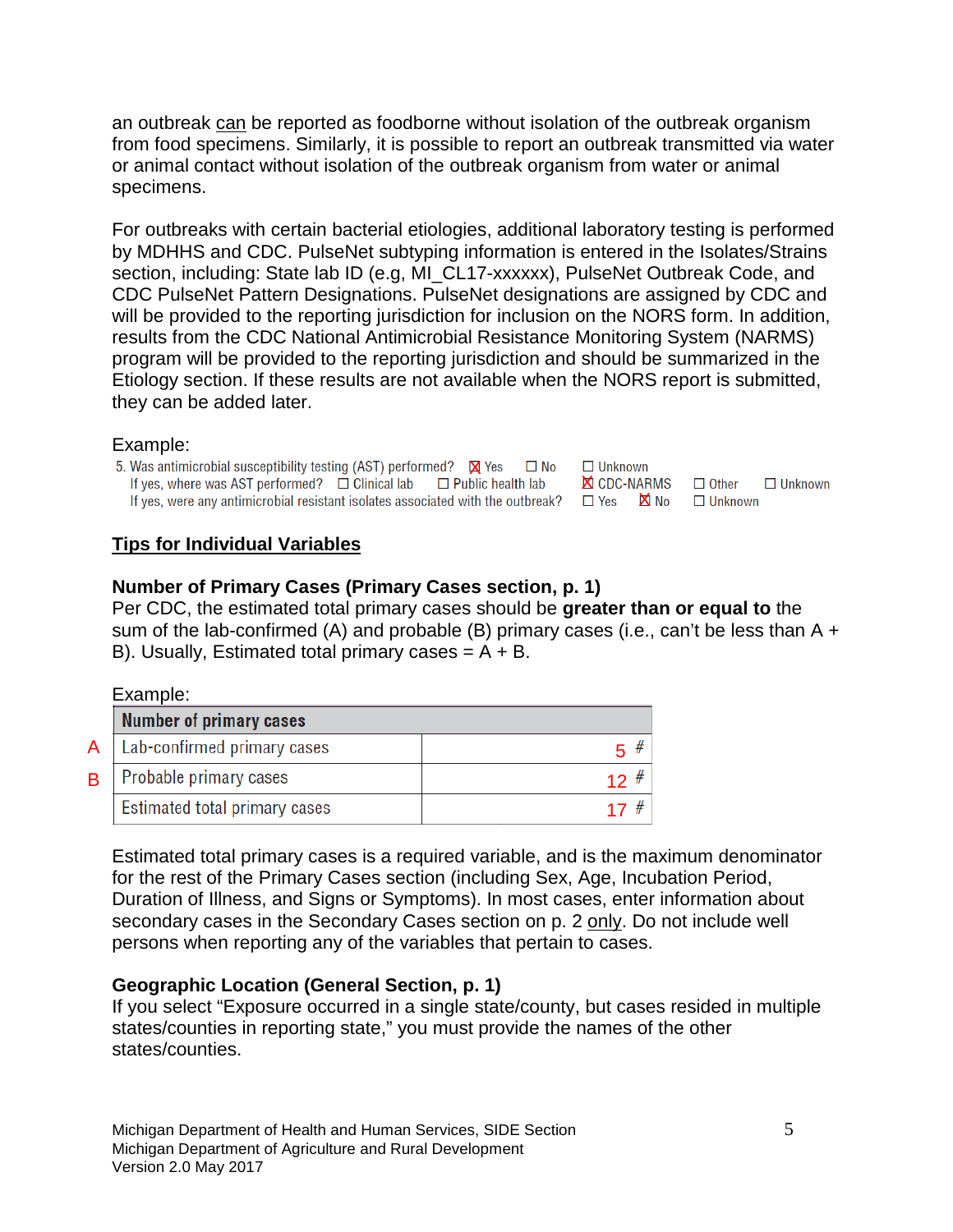an outbreak <u>can</u> be reported as foodborne without isolation of the outbreak organism from food specimens. Similarly, it is possible to report an outbreak transmitted via water or animal contact without isolation of the outbreak organism from water or animal specimens.

For outbreaks with certain bacterial etiologies, additional laboratory testing is performed by MDHHS and CDC. PulseNet subtyping information is entered in the Isolates/Strains section, including: State lab ID (e.g, MI_CL17-xxxxxx), PulseNet Outbreak Code, and CDC PulseNet Pattern Designations. PulseNet designations are assigned by CDC and will be provided to the reporting jurisdiction for inclusion on the NORS form. In addition, results from the CDC National Antimicrobial Resistance Monitoring System (NARMS) program will be provided to the reporting jurisdiction and should be summarized in the Etiology section. If these results are not available when the NORS report is submitted, they can be added later.

Example:

5. Was antimicrobial susceptibility testing (AST) performed? ☒ Yes ☐ No ☐ Unknown
If yes, where was AST performed? ☐ Clinical lab ☐ Public health lab ☒ CDC-NARMS ☐ Other ☐ Unknown
If yes, were any antimicrobial resistant isolates associated with the outbreak? ☐ Yes ☒ No ☐ Unknown

## Tips for Individual Variables

### Number of Primary Cases (Primary Cases section, p. 1)

Per CDC, the estimated total primary cases should be **greater than or equal to** the sum of the lab-confirmed (A) and probable (B) primary cases (i.e., can't be less than A + B). Usually, Estimated total primary cases = A + B.

Example:

| | Number of primary cases | |
|---|---|---|
| A | Lab-confirmed primary cases | 5 # |
| B | Probable primary cases | 12 # |
| | Estimated total primary cases | 17 # |

Estimated total primary cases is a required variable, and is the maximum denominator for the rest of the Primary Cases section (including Sex, Age, Incubation Period, Duration of Illness, and Signs or Symptoms). In most cases, enter information about secondary cases in the Secondary Cases section on p. 2 <u>only</u>. Do not include well persons when reporting any of the variables that pertain to cases.

### Geographic Location (General Section, p. 1)

If you select "Exposure occurred in a single state/county, but cases resided in multiple states/counties in reporting state," you must provide the names of the other states/counties.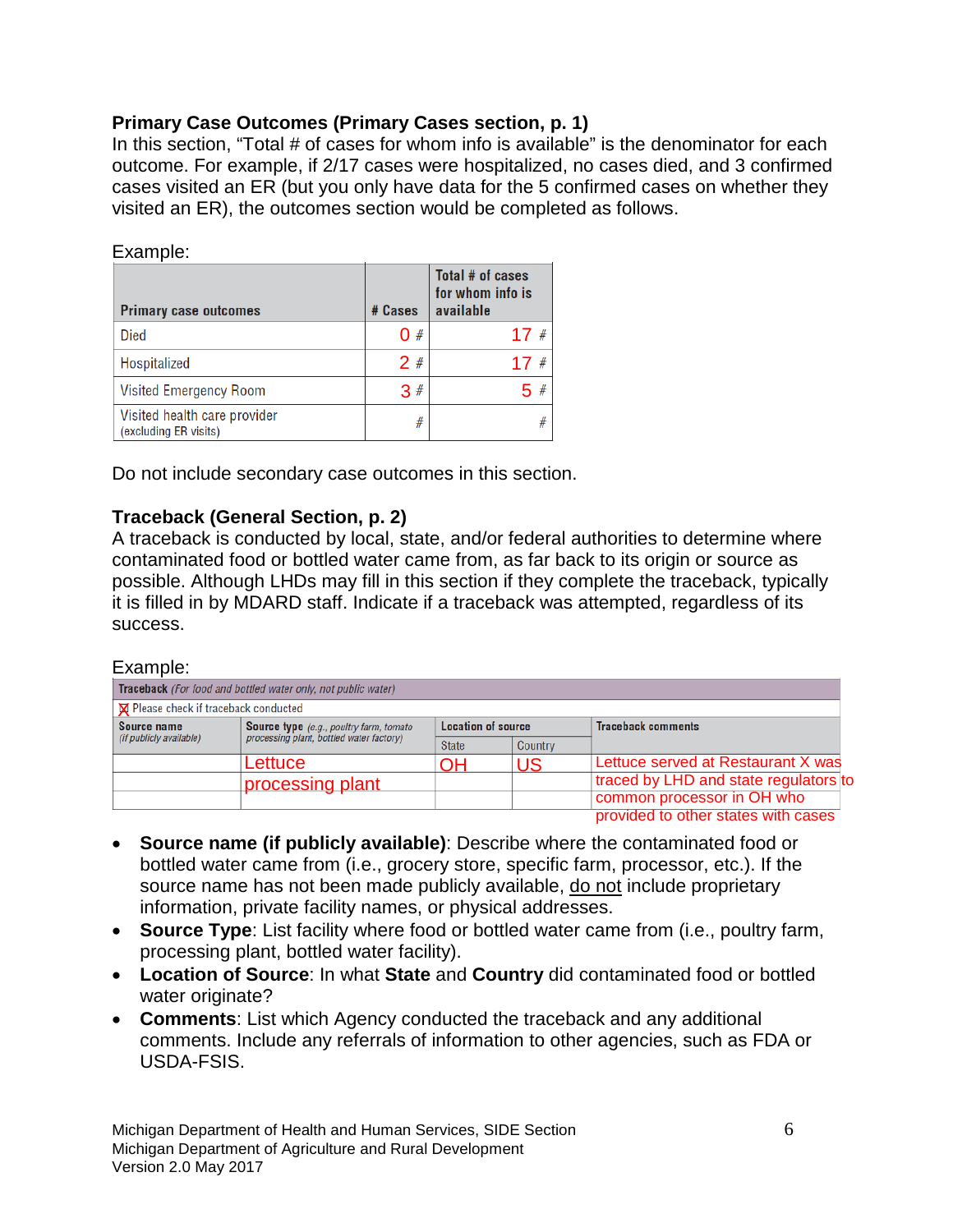**Primary Case Outcomes (Primary Cases section, p. 1)**
In this section, “Total # of cases for whom info is available” is the denominator for each outcome. For example, if 2/17 cases were hospitalized, no cases died, and 3 confirmed cases visited an ER (but you only have data for the 5 confirmed cases on whether they visited an ER), the outcomes section would be completed as follows.

Example:

| Primary case outcomes | # Cases | Total # of cases for whom info is available |
|---|---|---|
| Died | 0 # | 17 # |
| Hospitalized | 2 # | 17 # |
| Visited Emergency Room | 3 # | 5 # |
| Visited health care provider (excluding ER visits) | # | # |

Do not include secondary case outcomes in this section.

**Traceback (General Section, p. 2)**
A traceback is conducted by local, state, and/or federal authorities to determine where contaminated food or bottled water came from, as far back to its origin or source as possible. Although LHDs may fill in this section if they complete the traceback, typically it is filled in by MDARD staff. Indicate if a traceback was attempted, regardless of its success.

Example:

**Traceback** *(For food and bottled water only, not public water)*

☒ Please check if traceback conducted

| Source name *(if publicly available)* | Source type *(e.g., poultry farm, tomato processing plant, bottled water factory)* | Location of source | | Traceback comments |
|---|---|---|---|---|
| | | State | Country | |
| | Lettuce processing plant | OH | US | Lettuce served at Restaurant X was traced by LHD and state regulators to common processor in OH who provided to other states with cases |
| | | | | |

- **Source name (if publicly available)**: Describe where the contaminated food or bottled water came from (i.e., grocery store, specific farm, processor, etc.). If the source name has not been made publicly available, do not include proprietary information, private facility names, or physical addresses.
- **Source Type**: List facility where food or bottled water came from (i.e., poultry farm, processing plant, bottled water facility).
- **Location of Source**: In what **State** and **Country** did contaminated food or bottled water originate?
- **Comments**: List which Agency conducted the traceback and any additional comments. Include any referrals of information to other agencies, such as FDA or USDA-FSIS.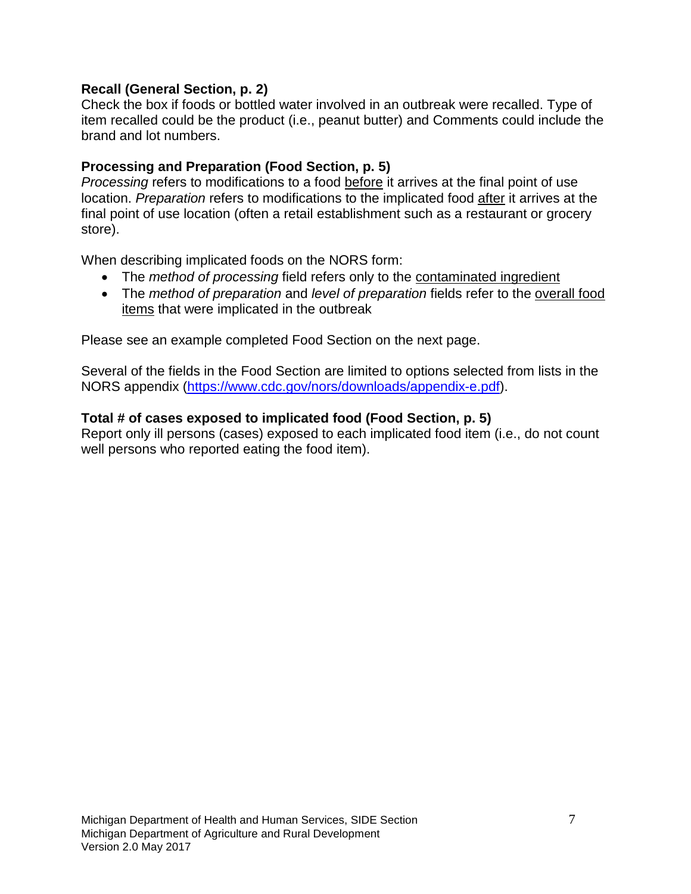**Recall (General Section, p. 2)**
Check the box if foods or bottled water involved in an outbreak were recalled. Type of item recalled could be the product (i.e., peanut butter) and Comments could include the brand and lot numbers.

**Processing and Preparation (Food Section, p. 5)**
*Processing* refers to modifications to a food before it arrives at the final point of use location. *Preparation* refers to modifications to the implicated food after it arrives at the final point of use location (often a retail establishment such as a restaurant or grocery store).

When describing implicated foods on the NORS form:

- The *method of processing* field refers only to the contaminated ingredient
- The *method of preparation* and *level of preparation* fields refer to the overall food items that were implicated in the outbreak

Please see an example completed Food Section on the next page.

Several of the fields in the Food Section are limited to options selected from lists in the NORS appendix (https://www.cdc.gov/nors/downloads/appendix-e.pdf).

**Total # of cases exposed to implicated food (Food Section, p. 5)**
Report only ill persons (cases) exposed to each implicated food item (i.e., do not count well persons who reported eating the food item).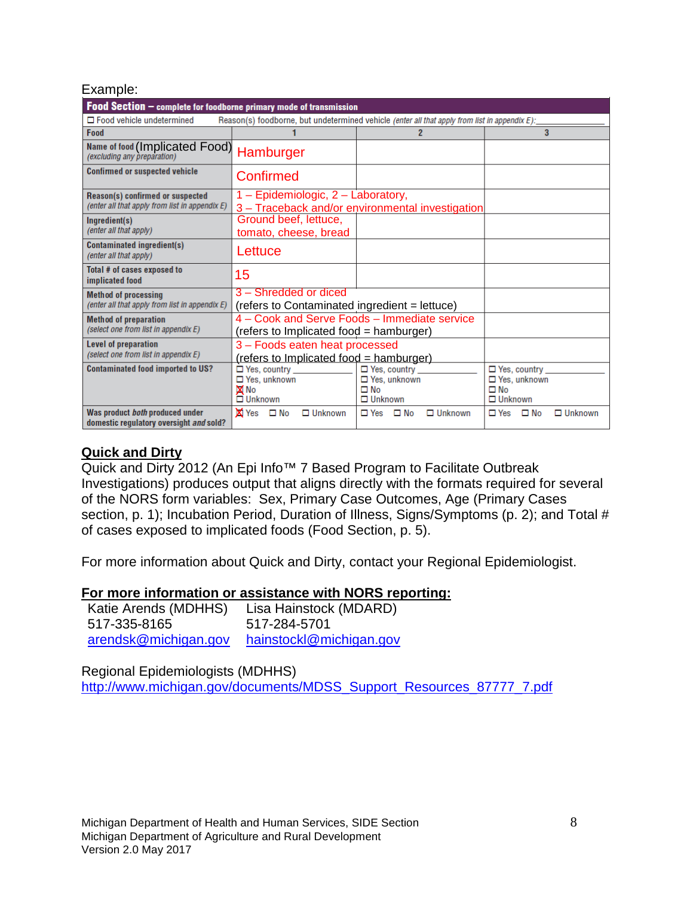Example:

| Food Section – complete for foodborne primary mode of transmission | | | |
|---|---|---|---|
| ☐ Food vehicle undetermined | Reason(s) foodborne, but undetermined vehicle *(enter all that apply from list in appendix E)*:___________ | | |
| **Food** | **1** | **2** | **3** |
| **Name of food** (Implicated Food) *(excluding any preparation)* | Hamburger | | |
| **Confirmed or suspected vehicle** | Confirmed | | |
| **Reason(s) confirmed or suspected** *(enter all that apply from list in appendix E)* | 1 – Epidemiologic, 2 – Laboratory, 3 – Traceback and/or environmental investigation | | |
| **Ingredient(s)** *(enter all that apply)* | Ground beef, lettuce, tomato, cheese, bread | | |
| **Contaminated ingredient(s)** *(enter all that apply)* | Lettuce | | |
| **Total # of cases exposed to implicated food** | 15 | | |
| **Method of processing** *(enter all that apply from list in appendix E)* | 3 – Shredded or diced (refers to Contaminated ingredient = lettuce) | | |
| **Method of preparation** *(select one from list in appendix E)* | 4 – Cook and Serve Foods – Immediate service (refers to Implicated food = hamburger) | | |
| **Level of preparation** *(select one from list in appendix E)* | 3 – Foods eaten heat processed (refers to Implicated food = hamburger) | | |
| **Contaminated food imported to US?** | ☐ Yes, country ________ ☐ Yes, unknown ☒ No ☐ Unknown | ☐ Yes, country ________ ☐ Yes, unknown ☐ No ☐ Unknown | ☐ Yes, country ________ ☐ Yes, unknown ☐ No ☐ Unknown |
| **Was product *both* produced under domestic regulatory oversight *and* sold?** | ☒ Yes ☐ No ☐ Unknown | ☐ Yes ☐ No ☐ Unknown | ☐ Yes ☐ No ☐ Unknown |

**Quick and Dirty**

Quick and Dirty 2012 (An Epi Info™ 7 Based Program to Facilitate Outbreak Investigations) produces output that aligns directly with the formats required for several of the NORS form variables: Sex, Primary Case Outcomes, Age (Primary Cases section, p. 1); Incubation Period, Duration of Illness, Signs/Symptoms (p. 2); and Total # of cases exposed to implicated foods (Food Section, p. 5).

For more information about Quick and Dirty, contact your Regional Epidemiologist.

**For more information or assistance with NORS reporting:**

| | |
|---|---|
| Katie Arends (MDHHS) | Lisa Hainstock (MDARD) |
| 517-335-8165 | 517-284-5701 |
| arendsk@michigan.gov | hainstockl@michigan.gov |

Regional Epidemiologists (MDHHS)
http://www.michigan.gov/documents/MDSS_Support_Resources_87777_7.pdf

Michigan Department of Health and Human Services, SIDE Section
Michigan Department of Agriculture and Rural Development
Version 2.0 May 2017